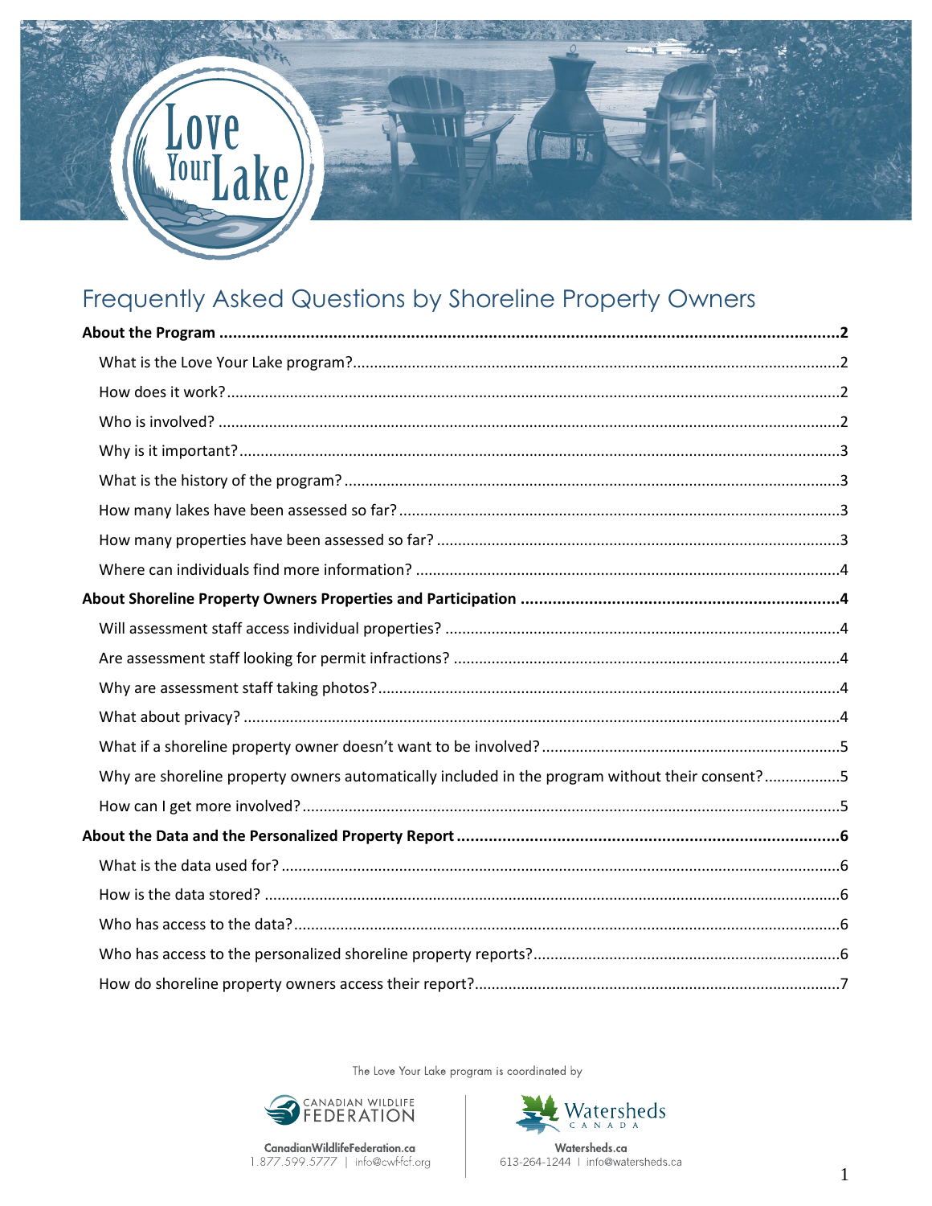# Frequently Asked Questions by Shoreline Property Owners

**About the Program** ........................................................................................................................................2

- What is the Love Your Lake program?.................................................................................................2
- How does it work?...............................................................................................................................2
- Who is involved? .................................................................................................................................2
- Why is it important?............................................................................................................................3
- What is the history of the program? ....................................................................................................3
- How many lakes have been assessed so far? .......................................................................................3
- How many properties have been assessed so far? ..............................................................................3
- Where can individuals find more information? ....................................................................................4

**About Shoreline Property Owners Properties and Participation** .....................................................................4

- Will assessment staff access individual properties? ............................................................................4
- Are assessment staff looking for permit infractions? ...........................................................................4
- Why are assessment staff taking photos?............................................................................................4
- What about privacy? ............................................................................................................................4
- What if a shoreline property owner doesn't want to be involved? ......................................................5
- Why are shoreline property owners automatically included in the program without their consent?..................5
- How can I get more involved?..............................................................................................................5

**About the Data and the Personalized Property Report** ....................................................................................6

- What is the data used for? ...................................................................................................................6
- How is the data stored? .......................................................................................................................6
- Who has access to the data?................................................................................................................6
- Who has access to the personalized shoreline property reports?........................................................6
- How do shoreline property owners access their report?......................................................................7

The Love Your Lake program is coordinated by

CanadianWildlifeFederation.ca
1.877.599.5777 | info@cwf-fcf.org

Watersheds.ca
613-264-1244 | info@watersheds.ca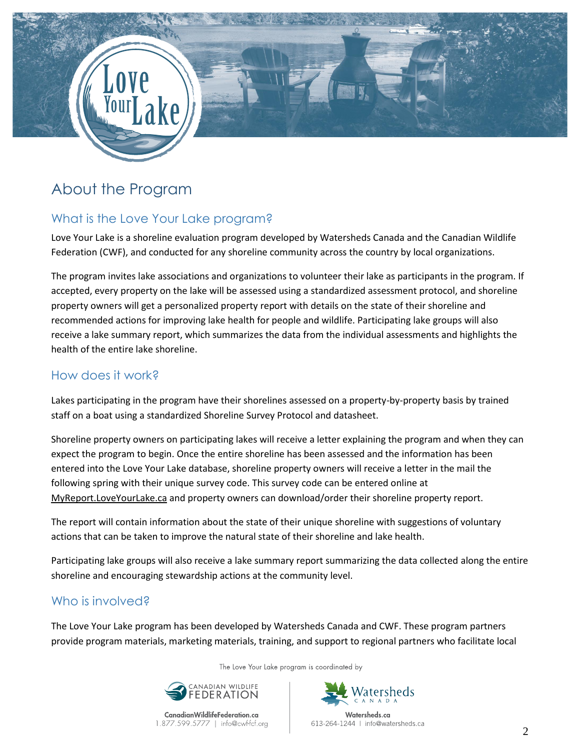# About the Program

## What is the Love Your Lake program?

Love Your Lake is a shoreline evaluation program developed by Watersheds Canada and the Canadian Wildlife Federation (CWF), and conducted for any shoreline community across the country by local organizations.

The program invites lake associations and organizations to volunteer their lake as participants in the program. If accepted, every property on the lake will be assessed using a standardized assessment protocol, and shoreline property owners will get a personalized property report with details on the state of their shoreline and recommended actions for improving lake health for people and wildlife. Participating lake groups will also receive a lake summary report, which summarizes the data from the individual assessments and highlights the health of the entire lake shoreline.

## How does it work?

Lakes participating in the program have their shorelines assessed on a property-by-property basis by trained staff on a boat using a standardized Shoreline Survey Protocol and datasheet.

Shoreline property owners on participating lakes will receive a letter explaining the program and when they can expect the program to begin. Once the entire shoreline has been assessed and the information has been entered into the Love Your Lake database, shoreline property owners will receive a letter in the mail the following spring with their unique survey code. This survey code can be entered online at MyReport.LoveYourLake.ca and property owners can download/order their shoreline property report.

The report will contain information about the state of their unique shoreline with suggestions of voluntary actions that can be taken to improve the natural state of their shoreline and lake health.

Participating lake groups will also receive a lake summary report summarizing the data collected along the entire shoreline and encouraging stewardship actions at the community level.

## Who is involved?

The Love Your Lake program has been developed by Watersheds Canada and CWF. These program partners provide program materials, marketing materials, training, and support to regional partners who facilitate local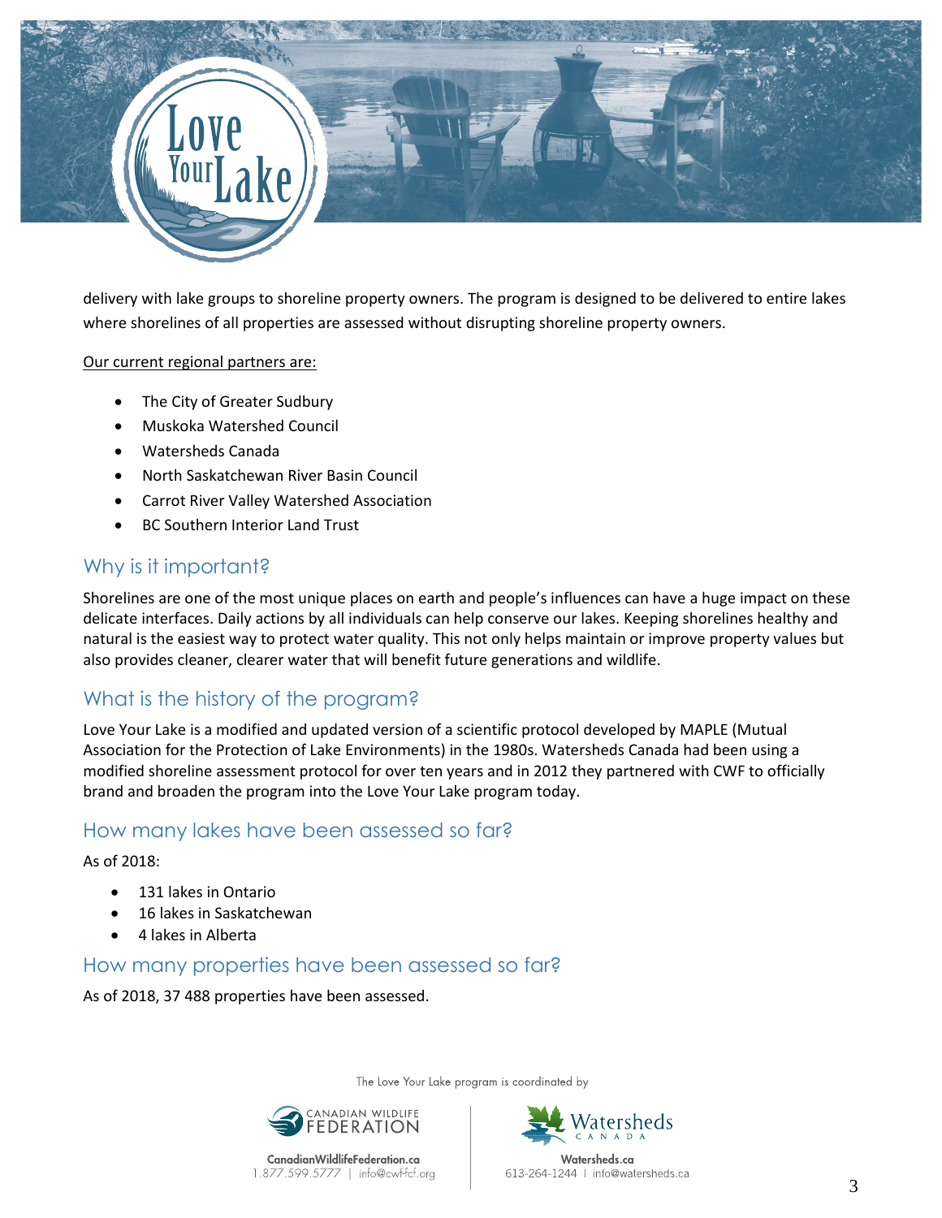delivery with lake groups to shoreline property owners. The program is designed to be delivered to entire lakes where shorelines of all properties are assessed without disrupting shoreline property owners.

Our current regional partners are:

- The City of Greater Sudbury
- Muskoka Watershed Council
- Watersheds Canada
- North Saskatchewan River Basin Council
- Carrot River Valley Watershed Association
- BC Southern Interior Land Trust

## Why is it important?

Shorelines are one of the most unique places on earth and people's influences can have a huge impact on these delicate interfaces. Daily actions by all individuals can help conserve our lakes. Keeping shorelines healthy and natural is the easiest way to protect water quality. This not only helps maintain or improve property values but also provides cleaner, clearer water that will benefit future generations and wildlife.

## What is the history of the program?

Love Your Lake is a modified and updated version of a scientific protocol developed by MAPLE (Mutual Association for the Protection of Lake Environments) in the 1980s. Watersheds Canada had been using a modified shoreline assessment protocol for over ten years and in 2012 they partnered with CWF to officially brand and broaden the program into the Love Your Lake program today.

## How many lakes have been assessed so far?

As of 2018:

- 131 lakes in Ontario
- 16 lakes in Saskatchewan
- 4 lakes in Alberta

## How many properties have been assessed so far?

As of 2018, 37 488 properties have been assessed.

The Love Your Lake program is coordinated by

CANADIAN WILDLIFE FEDERATION
CanadianWildlifeFederation.ca
1.877.599.5777 | info@cwf-fcf.org

Watersheds CANADA
Watersheds.ca
613-264-1244 | info@watersheds.ca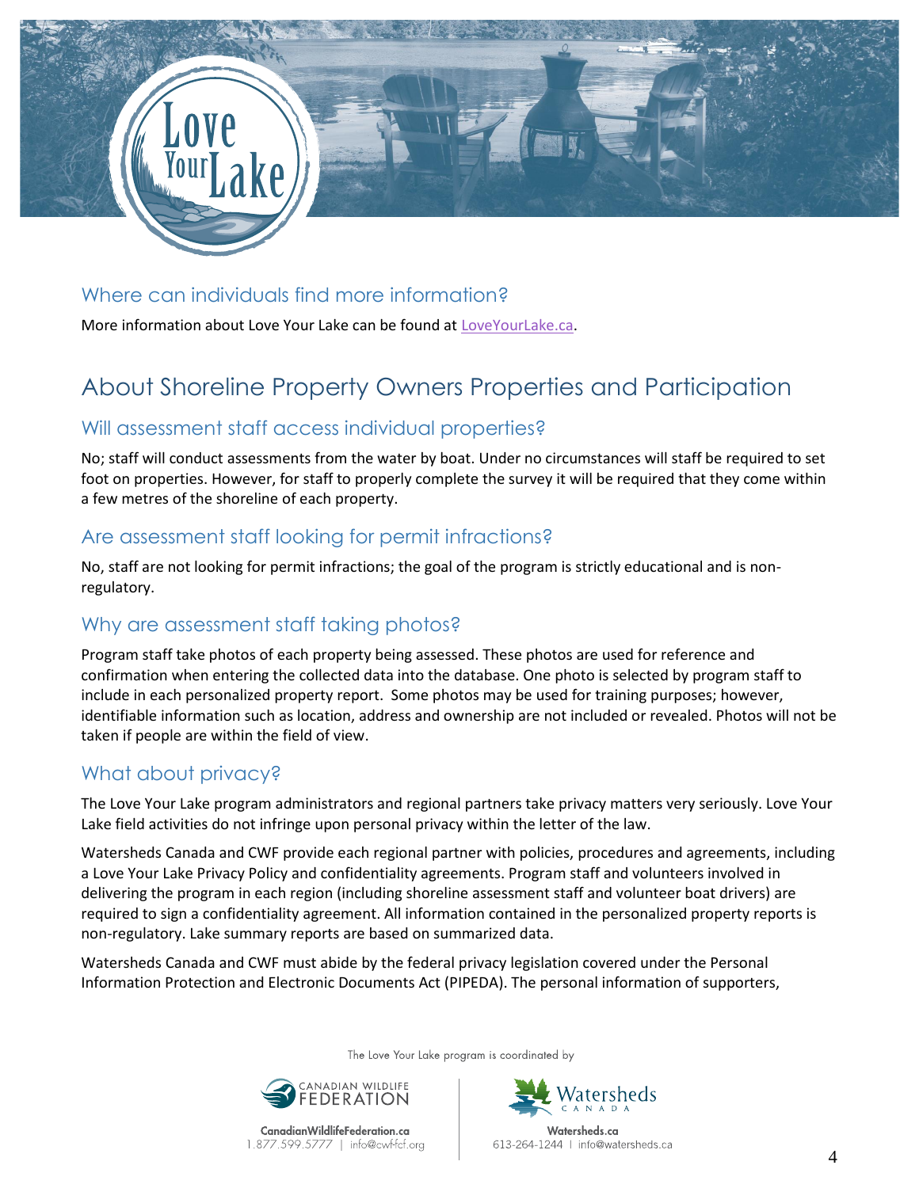### Where can individuals find more information?

More information about Love Your Lake can be found at [LoveYourLake.ca](https://LoveYourLake.ca).

## About Shoreline Property Owners Properties and Participation

### Will assessment staff access individual properties?

No; staff will conduct assessments from the water by boat. Under no circumstances will staff be required to set foot on properties. However, for staff to properly complete the survey it will be required that they come within a few metres of the shoreline of each property.

### Are assessment staff looking for permit infractions?

No, staff are not looking for permit infractions; the goal of the program is strictly educational and is non-regulatory.

### Why are assessment staff taking photos?

Program staff take photos of each property being assessed. These photos are used for reference and confirmation when entering the collected data into the database. One photo is selected by program staff to include in each personalized property report. Some photos may be used for training purposes; however, identifiable information such as location, address and ownership are not included or revealed. Photos will not be taken if people are within the field of view.

### What about privacy?

The Love Your Lake program administrators and regional partners take privacy matters very seriously. Love Your Lake field activities do not infringe upon personal privacy within the letter of the law.

Watersheds Canada and CWF provide each regional partner with policies, procedures and agreements, including a Love Your Lake Privacy Policy and confidentiality agreements. Program staff and volunteers involved in delivering the program in each region (including shoreline assessment staff and volunteer boat drivers) are required to sign a confidentiality agreement. All information contained in the personalized property reports is non-regulatory. Lake summary reports are based on summarized data.

Watersheds Canada and CWF must abide by the federal privacy legislation covered under the Personal Information Protection and Electronic Documents Act (PIPEDA). The personal information of supporters,

The Love Your Lake program is coordinated by

CANADIAN WILDLIFE FEDERATION
CanadianWildlifeFederation.ca
1.877.599.5777 | info@cwf-fcf.org

Watersheds Canada
Watersheds.ca
613-264-1244 | info@watersheds.ca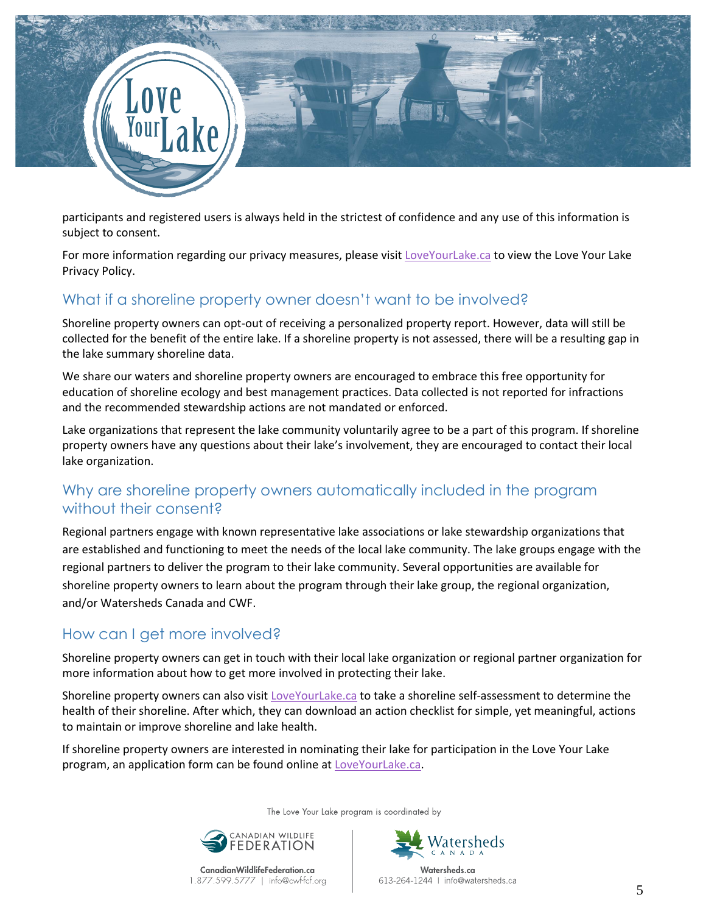participants and registered users is always held in the strictest of confidence and any use of this information is subject to consent.

For more information regarding our privacy measures, please visit LoveYourLake.ca to view the Love Your Lake Privacy Policy.

## What if a shoreline property owner doesn't want to be involved?

Shoreline property owners can opt-out of receiving a personalized property report. However, data will still be collected for the benefit of the entire lake. If a shoreline property is not assessed, there will be a resulting gap in the lake summary shoreline data.

We share our waters and shoreline property owners are encouraged to embrace this free opportunity for education of shoreline ecology and best management practices. Data collected is not reported for infractions and the recommended stewardship actions are not mandated or enforced.

Lake organizations that represent the lake community voluntarily agree to be a part of this program. If shoreline property owners have any questions about their lake's involvement, they are encouraged to contact their local lake organization.

## Why are shoreline property owners automatically included in the program without their consent?

Regional partners engage with known representative lake associations or lake stewardship organizations that are established and functioning to meet the needs of the local lake community. The lake groups engage with the regional partners to deliver the program to their lake community. Several opportunities are available for shoreline property owners to learn about the program through their lake group, the regional organization, and/or Watersheds Canada and CWF.

## How can I get more involved?

Shoreline property owners can get in touch with their local lake organization or regional partner organization for more information about how to get more involved in protecting their lake.

Shoreline property owners can also visit LoveYourLake.ca to take a shoreline self-assessment to determine the health of their shoreline. After which, they can download an action checklist for simple, yet meaningful, actions to maintain or improve shoreline and lake health.

If shoreline property owners are interested in nominating their lake for participation in the Love Your Lake program, an application form can be found online at LoveYourLake.ca.

The Love Your Lake program is coordinated by

CanadianWildlifeFederation.ca
1.877.599.5777 | info@cwf-fcf.org

Watersheds.ca
613-264-1244 | info@watersheds.ca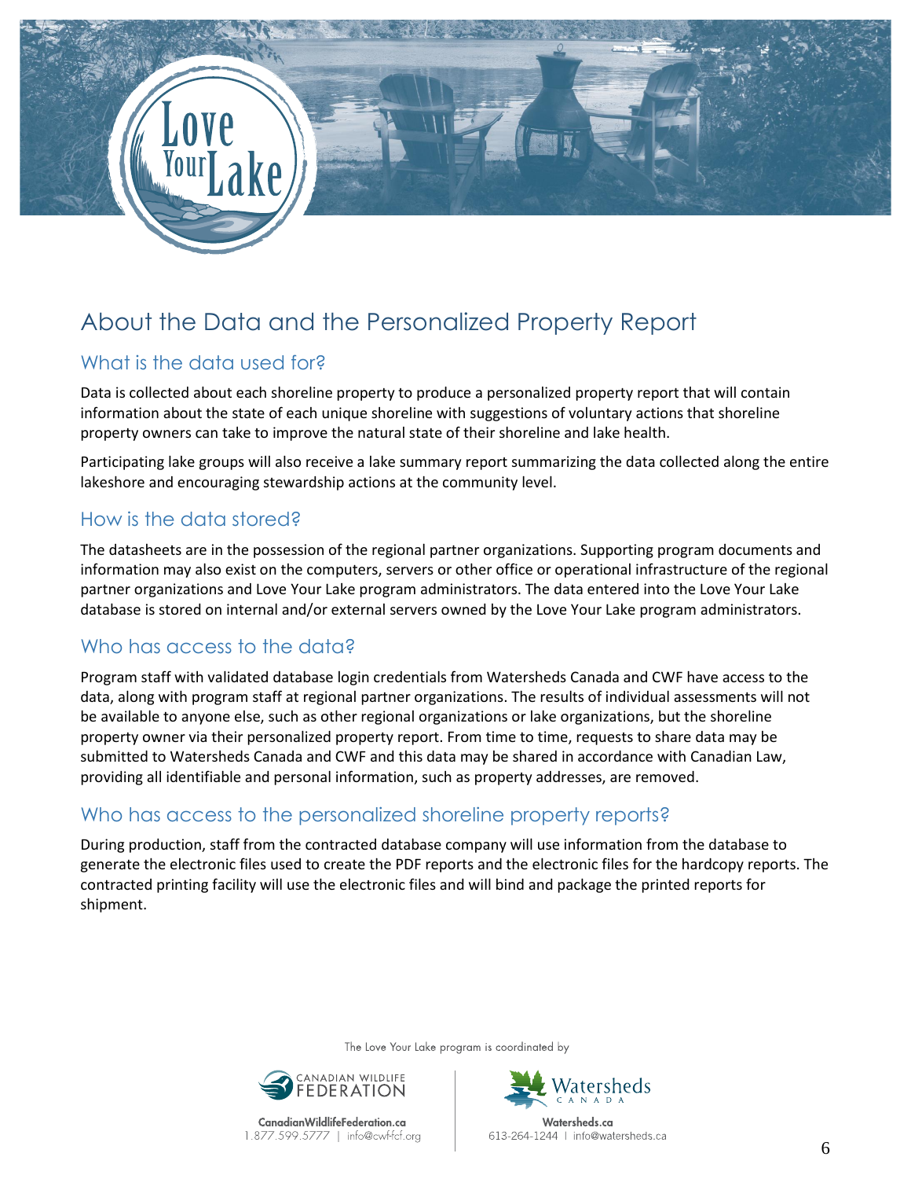# About the Data and the Personalized Property Report

## What is the data used for?

Data is collected about each shoreline property to produce a personalized property report that will contain information about the state of each unique shoreline with suggestions of voluntary actions that shoreline property owners can take to improve the natural state of their shoreline and lake health.

Participating lake groups will also receive a lake summary report summarizing the data collected along the entire lakeshore and encouraging stewardship actions at the community level.

## How is the data stored?

The datasheets are in the possession of the regional partner organizations. Supporting program documents and information may also exist on the computers, servers or other office or operational infrastructure of the regional partner organizations and Love Your Lake program administrators. The data entered into the Love Your Lake database is stored on internal and/or external servers owned by the Love Your Lake program administrators.

## Who has access to the data?

Program staff with validated database login credentials from Watersheds Canada and CWF have access to the data, along with program staff at regional partner organizations. The results of individual assessments will not be available to anyone else, such as other regional organizations or lake organizations, but the shoreline property owner via their personalized property report. From time to time, requests to share data may be submitted to Watersheds Canada and CWF and this data may be shared in accordance with Canadian Law, providing all identifiable and personal information, such as property addresses, are removed.

## Who has access to the personalized shoreline property reports?

During production, staff from the contracted database company will use information from the database to generate the electronic files used to create the PDF reports and the electronic files for the hardcopy reports. The contracted printing facility will use the electronic files and will bind and package the printed reports for shipment.

The Love Your Lake program is coordinated by

CanadianWildlifeFederation.ca
1.877.599.5777 | info@cwf-fcf.org

Watersheds.ca
613-264-1244 | info@watersheds.ca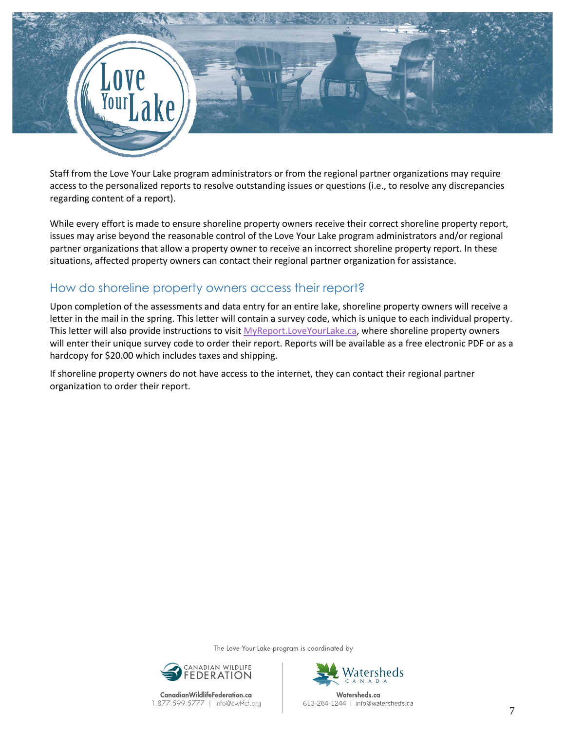Staff from the Love Your Lake program administrators or from the regional partner organizations may require access to the personalized reports to resolve outstanding issues or questions (i.e., to resolve any discrepancies regarding content of a report).

While every effort is made to ensure shoreline property owners receive their correct shoreline property report, issues may arise beyond the reasonable control of the Love Your Lake program administrators and/or regional partner organizations that allow a property owner to receive an incorrect shoreline property report. In these situations, affected property owners can contact their regional partner organization for assistance.

## How do shoreline property owners access their report?

Upon completion of the assessments and data entry for an entire lake, shoreline property owners will receive a letter in the mail in the spring. This letter will contain a survey code, which is unique to each individual property. This letter will also provide instructions to visit MyReport.LoveYourLake.ca, where shoreline property owners will enter their unique survey code to order their report. Reports will be available as a free electronic PDF or as a hardcopy for $20.00 which includes taxes and shipping.

If shoreline property owners do not have access to the internet, they can contact their regional partner organization to order their report.

The Love Your Lake program is coordinated by

CanadianWildlifeFederation.ca
1.877.599.5777 | info@cwf-fcf.org

Watersheds.ca
613-264-1244 | info@watersheds.ca